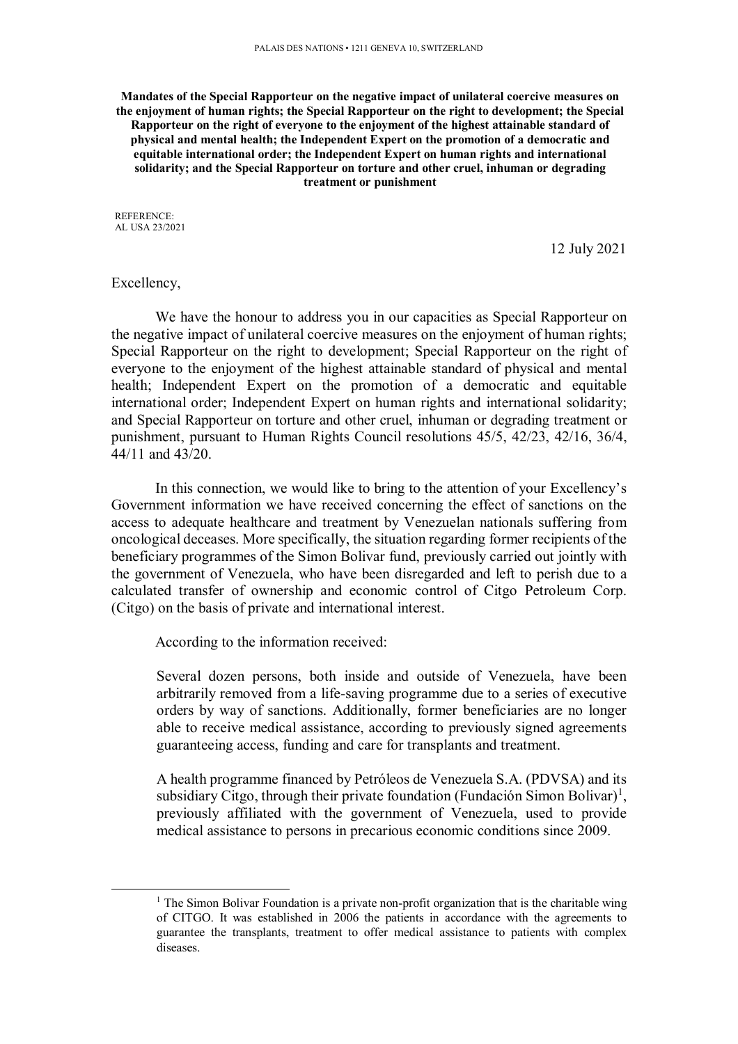PALAIS DES NATIONS • 1211 GENEVA 10, SWITZERLAND

**Mandates of the Special Rapporteur on the negative impact of unilateral coercive measures on the enjoyment of human rights; the Special Rapporteur on the right to development; the Special Rapporteur on the right of everyone to the enjoyment of the highest attainable standard of physical and mental health; the Independent Expert on the promotion of a democratic and equitable international order; the Independent Expert on human rights and international solidarity; and the Special Rapporteur on torture and other cruel, inhuman or degrading treatment or punishment**

REFERENCE:
AL USA 23/2021

12 July 2021

Excellency,

We have the honour to address you in our capacities as Special Rapporteur on the negative impact of unilateral coercive measures on the enjoyment of human rights; Special Rapporteur on the right to development; Special Rapporteur on the right of everyone to the enjoyment of the highest attainable standard of physical and mental health; Independent Expert on the promotion of a democratic and equitable international order; Independent Expert on human rights and international solidarity; and Special Rapporteur on torture and other cruel, inhuman or degrading treatment or punishment, pursuant to Human Rights Council resolutions 45/5, 42/23, 42/16, 36/4, 44/11 and 43/20.

In this connection, we would like to bring to the attention of your Excellency's Government information we have received concerning the effect of sanctions on the access to adequate healthcare and treatment by Venezuelan nationals suffering from oncological deceases. More specifically, the situation regarding former recipients of the beneficiary programmes of the Simon Bolivar fund, previously carried out jointly with the government of Venezuela, who have been disregarded and left to perish due to a calculated transfer of ownership and economic control of Citgo Petroleum Corp. (Citgo) on the basis of private and international interest.

According to the information received:

> Several dozen persons, both inside and outside of Venezuela, have been arbitrarily removed from a life-saving programme due to a series of executive orders by way of sanctions. Additionally, former beneficiaries are no longer able to receive medical assistance, according to previously signed agreements guaranteeing access, funding and care for transplants and treatment.
>
> A health programme financed by Petróleos de Venezuela S.A. (PDVSA) and its subsidiary Citgo, through their private foundation (Fundación Simon Bolivar)[1], previously affiliated with the government of Venezuela, used to provide medical assistance to persons in precarious economic conditions since 2009.

[1] The Simon Bolivar Foundation is a private non-profit organization that is the charitable wing of CITGO. It was established in 2006 the patients in accordance with the agreements to guarantee the transplants, treatment to offer medical assistance to patients with complex diseases.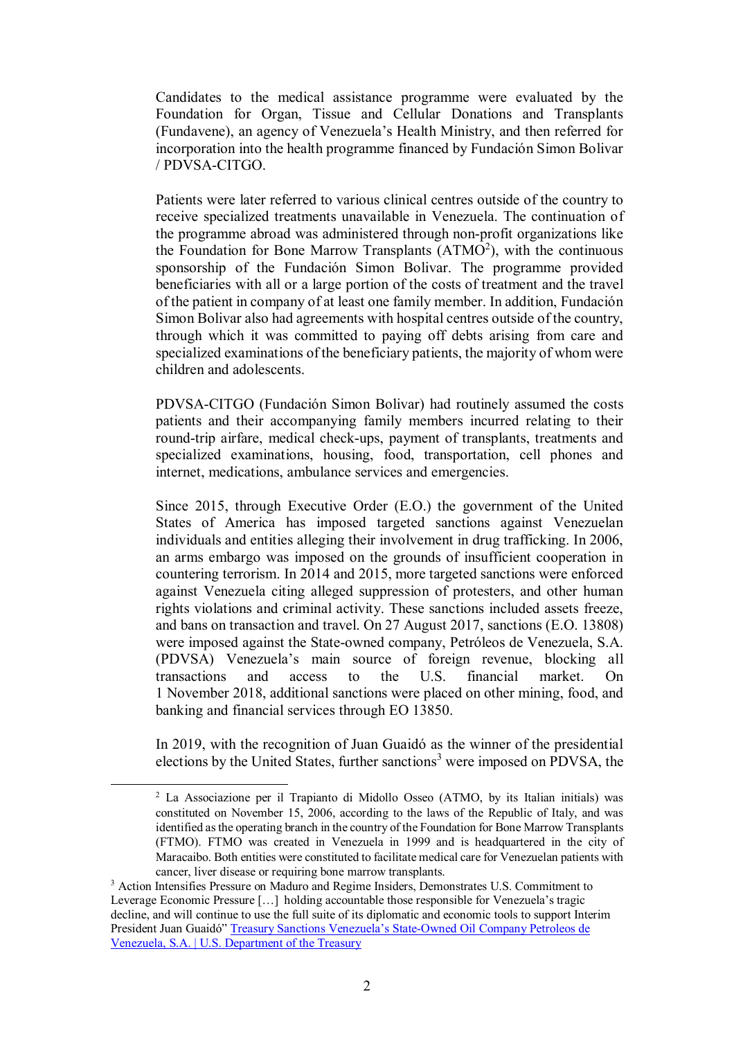Candidates to the medical assistance programme were evaluated by the Foundation for Organ, Tissue and Cellular Donations and Transplants (Fundavene), an agency of Venezuela's Health Ministry, and then referred for incorporation into the health programme financed by Fundación Simon Bolivar / PDVSA-CITGO.

Patients were later referred to various clinical centres outside of the country to receive specialized treatments unavailable in Venezuela. The continuation of the programme abroad was administered through non-profit organizations like the Foundation for Bone Marrow Transplants (ATMO[2]), with the continuous sponsorship of the Fundación Simon Bolivar. The programme provided beneficiaries with all or a large portion of the costs of treatment and the travel of the patient in company of at least one family member. In addition, Fundación Simon Bolivar also had agreements with hospital centres outside of the country, through which it was committed to paying off debts arising from care and specialized examinations of the beneficiary patients, the majority of whom were children and adolescents.

PDVSA-CITGO (Fundación Simon Bolivar) had routinely assumed the costs patients and their accompanying family members incurred relating to their round-trip airfare, medical check-ups, payment of transplants, treatments and specialized examinations, housing, food, transportation, cell phones and internet, medications, ambulance services and emergencies.

Since 2015, through Executive Order (E.O.) the government of the United States of America has imposed targeted sanctions against Venezuelan individuals and entities alleging their involvement in drug trafficking. In 2006, an arms embargo was imposed on the grounds of insufficient cooperation in countering terrorism. In 2014 and 2015, more targeted sanctions were enforced against Venezuela citing alleged suppression of protesters, and other human rights violations and criminal activity. These sanctions included assets freeze, and bans on transaction and travel. On 27 August 2017, sanctions (E.O. 13808) were imposed against the State-owned company, Petróleos de Venezuela, S.A. (PDVSA) Venezuela's main source of foreign revenue, blocking all transactions and access to the U.S. financial market. On 1 November 2018, additional sanctions were placed on other mining, food, and banking and financial services through EO 13850.

In 2019, with the recognition of Juan Guaidó as the winner of the presidential elections by the United States, further sanctions[3] were imposed on PDVSA, the

---

[2] La Associazione per il Trapianto di Midollo Osseo (ATMO, by its Italian initials) was constituted on November 15, 2006, according to the laws of the Republic of Italy, and was identified as the operating branch in the country of the Foundation for Bone Marrow Transplants (FTMO). FTMO was created in Venezuela in 1999 and is headquartered in the city of Maracaibo. Both entities were constituted to facilitate medical care for Venezuelan patients with cancer, liver disease or requiring bone marrow transplants.

[3] Action Intensifies Pressure on Maduro and Regime Insiders, Demonstrates U.S. Commitment to Leverage Economic Pressure […] holding accountable those responsible for Venezuela's tragic decline, and will continue to use the full suite of its diplomatic and economic tools to support Interim President Juan Guaidó" Treasury Sanctions Venezuela's State-Owned Oil Company Petroleos de Venezuela, S.A. | U.S. Department of the Treasury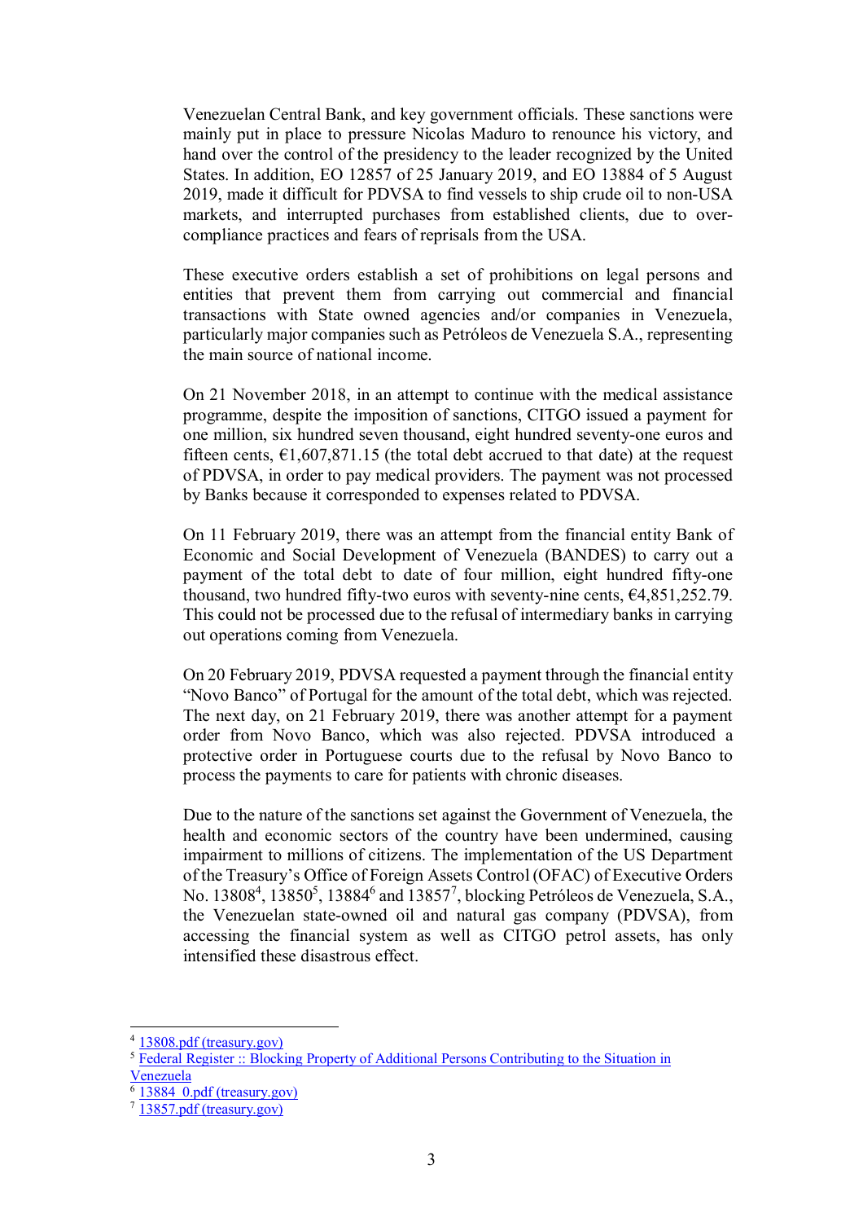Venezuelan Central Bank, and key government officials. These sanctions were mainly put in place to pressure Nicolas Maduro to renounce his victory, and hand over the control of the presidency to the leader recognized by the United States. In addition, EO 12857 of 25 January 2019, and EO 13884 of 5 August 2019, made it difficult for PDVSA to find vessels to ship crude oil to non-USA markets, and interrupted purchases from established clients, due to over-compliance practices and fears of reprisals from the USA.

These executive orders establish a set of prohibitions on legal persons and entities that prevent them from carrying out commercial and financial transactions with State owned agencies and/or companies in Venezuela, particularly major companies such as Petróleos de Venezuela S.A., representing the main source of national income.

On 21 November 2018, in an attempt to continue with the medical assistance programme, despite the imposition of sanctions, CITGO issued a payment for one million, six hundred seven thousand, eight hundred seventy-one euros and fifteen cents, €1,607,871.15 (the total debt accrued to that date) at the request of PDVSA, in order to pay medical providers. The payment was not processed by Banks because it corresponded to expenses related to PDVSA.

On 11 February 2019, there was an attempt from the financial entity Bank of Economic and Social Development of Venezuela (BANDES) to carry out a payment of the total debt to date of four million, eight hundred fifty-one thousand, two hundred fifty-two euros with seventy-nine cents, €4,851,252.79. This could not be processed due to the refusal of intermediary banks in carrying out operations coming from Venezuela.

On 20 February 2019, PDVSA requested a payment through the financial entity "Novo Banco" of Portugal for the amount of the total debt, which was rejected. The next day, on 21 February 2019, there was another attempt for a payment order from Novo Banco, which was also rejected. PDVSA introduced a protective order in Portuguese courts due to the refusal by Novo Banco to process the payments to care for patients with chronic diseases.

Due to the nature of the sanctions set against the Government of Venezuela, the health and economic sectors of the country have been undermined, causing impairment to millions of citizens. The implementation of the US Department of the Treasury's Office of Foreign Assets Control (OFAC) of Executive Orders No. 13808[4], 13850[5], 13884[6] and 13857[7], blocking Petróleos de Venezuela, S.A., the Venezuelan state-owned oil and natural gas company (PDVSA), from accessing the financial system as well as CITGO petrol assets, has only intensified these disastrous effect.

---

[4] 13808.pdf (treasury.gov)

[5] Federal Register :: Blocking Property of Additional Persons Contributing to the Situation in Venezuela

[6] 13884_0.pdf (treasury.gov)

[7] 13857.pdf (treasury.gov)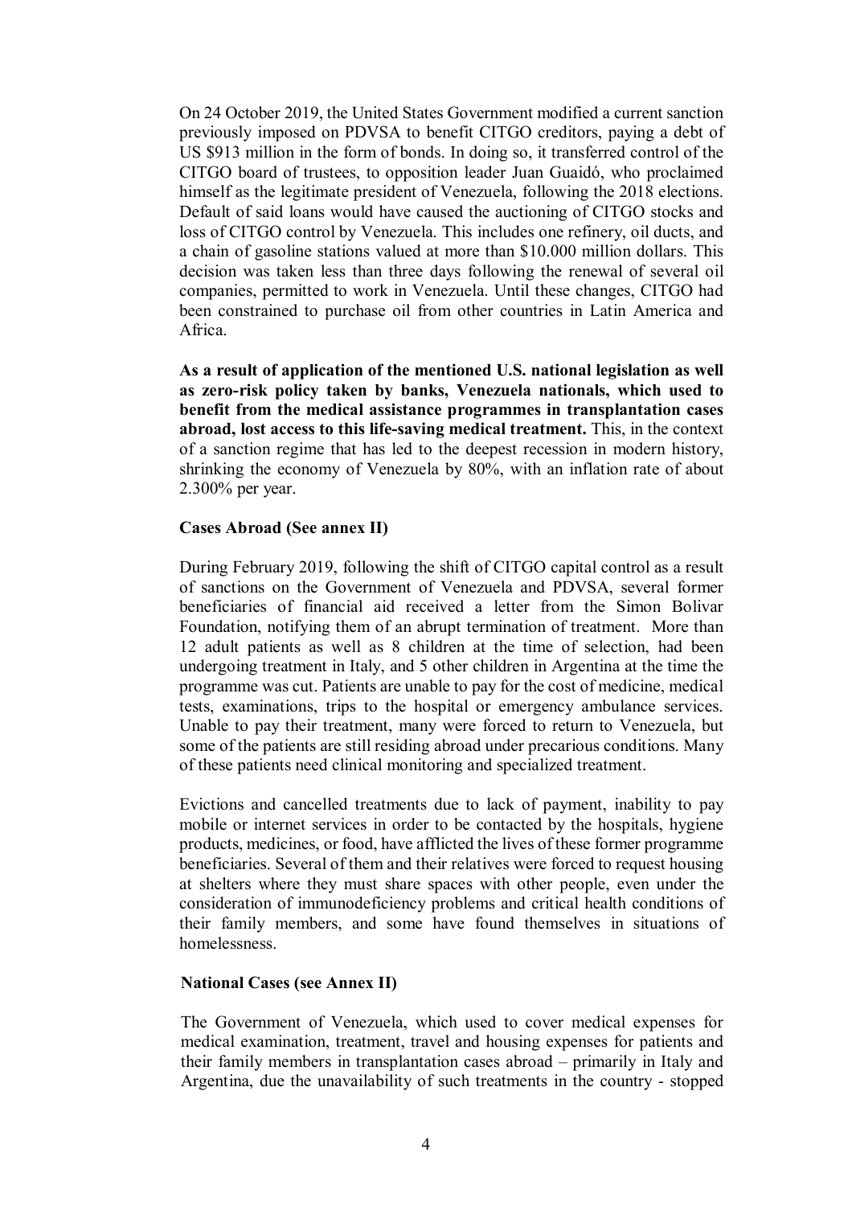On 24 October 2019, the United States Government modified a current sanction previously imposed on PDVSA to benefit CITGO creditors, paying a debt of US $913 million in the form of bonds. In doing so, it transferred control of the CITGO board of trustees, to opposition leader Juan Guaidó, who proclaimed himself as the legitimate president of Venezuela, following the 2018 elections. Default of said loans would have caused the auctioning of CITGO stocks and loss of CITGO control by Venezuela. This includes one refinery, oil ducts, and a chain of gasoline stations valued at more than $10.000 million dollars. This decision was taken less than three days following the renewal of several oil companies, permitted to work in Venezuela. Until these changes, CITGO had been constrained to purchase oil from other countries in Latin America and Africa.

**As a result of application of the mentioned U.S. national legislation as well as zero-risk policy taken by banks, Venezuela nationals, which used to benefit from the medical assistance programmes in transplantation cases abroad, lost access to this life-saving medical treatment.** This, in the context of a sanction regime that has led to the deepest recession in modern history, shrinking the economy of Venezuela by 80%, with an inflation rate of about 2.300% per year.

**Cases Abroad (See annex II)**

During February 2019, following the shift of CITGO capital control as a result of sanctions on the Government of Venezuela and PDVSA, several former beneficiaries of financial aid received a letter from the Simon Bolivar Foundation, notifying them of an abrupt termination of treatment. More than 12 adult patients as well as 8 children at the time of selection, had been undergoing treatment in Italy, and 5 other children in Argentina at the time the programme was cut. Patients are unable to pay for the cost of medicine, medical tests, examinations, trips to the hospital or emergency ambulance services. Unable to pay their treatment, many were forced to return to Venezuela, but some of the patients are still residing abroad under precarious conditions. Many of these patients need clinical monitoring and specialized treatment.

Evictions and cancelled treatments due to lack of payment, inability to pay mobile or internet services in order to be contacted by the hospitals, hygiene products, medicines, or food, have afflicted the lives of these former programme beneficiaries. Several of them and their relatives were forced to request housing at shelters where they must share spaces with other people, even under the consideration of immunodeficiency problems and critical health conditions of their family members, and some have found themselves in situations of homelessness.

**National Cases (see Annex II)**

The Government of Venezuela, which used to cover medical expenses for medical examination, treatment, travel and housing expenses for patients and their family members in transplantation cases abroad – primarily in Italy and Argentina, due the unavailability of such treatments in the country - stopped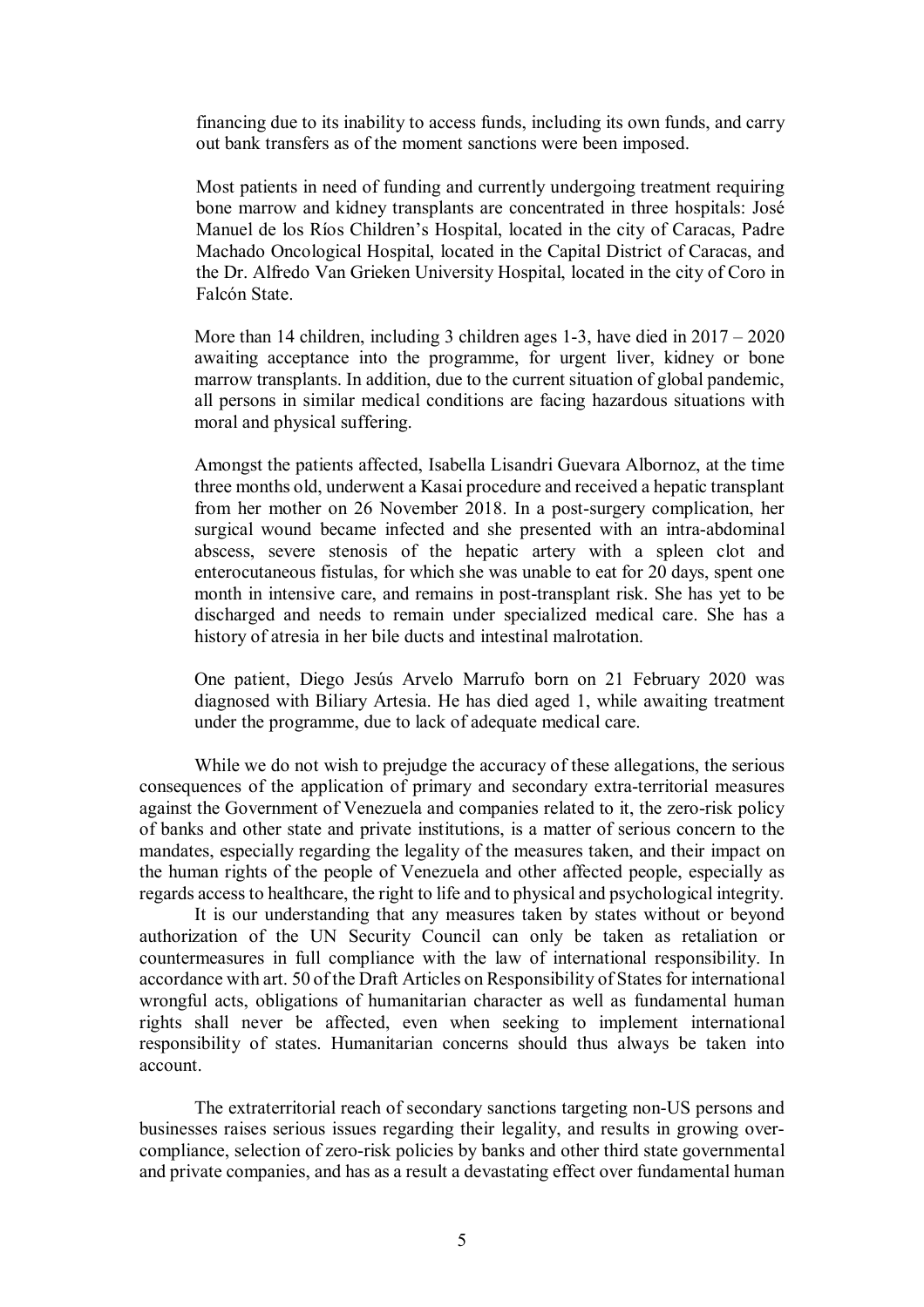financing due to its inability to access funds, including its own funds, and carry out bank transfers as of the moment sanctions were been imposed.

Most patients in need of funding and currently undergoing treatment requiring bone marrow and kidney transplants are concentrated in three hospitals: José Manuel de los Ríos Children's Hospital, located in the city of Caracas, Padre Machado Oncological Hospital, located in the Capital District of Caracas, and the Dr. Alfredo Van Grieken University Hospital, located in the city of Coro in Falcón State.

More than 14 children, including 3 children ages 1-3, have died in 2017 – 2020 awaiting acceptance into the programme, for urgent liver, kidney or bone marrow transplants. In addition, due to the current situation of global pandemic, all persons in similar medical conditions are facing hazardous situations with moral and physical suffering.

Amongst the patients affected, Isabella Lisandri Guevara Albornoz, at the time three months old, underwent a Kasai procedure and received a hepatic transplant from her mother on 26 November 2018. In a post-surgery complication, her surgical wound became infected and she presented with an intra-abdominal abscess, severe stenosis of the hepatic artery with a spleen clot and enterocutaneous fistulas, for which she was unable to eat for 20 days, spent one month in intensive care, and remains in post-transplant risk. She has yet to be discharged and needs to remain under specialized medical care. She has a history of atresia in her bile ducts and intestinal malrotation.

One patient, Diego Jesús Arvelo Marrufo born on 21 February 2020 was diagnosed with Biliary Artesia. He has died aged 1, while awaiting treatment under the programme, due to lack of adequate medical care.

While we do not wish to prejudge the accuracy of these allegations, the serious consequences of the application of primary and secondary extra-territorial measures against the Government of Venezuela and companies related to it, the zero-risk policy of banks and other state and private institutions, is a matter of serious concern to the mandates, especially regarding the legality of the measures taken, and their impact on the human rights of the people of Venezuela and other affected people, especially as regards access to healthcare, the right to life and to physical and psychological integrity.

It is our understanding that any measures taken by states without or beyond authorization of the UN Security Council can only be taken as retaliation or countermeasures in full compliance with the law of international responsibility. In accordance with art. 50 of the Draft Articles on Responsibility of States for international wrongful acts, obligations of humanitarian character as well as fundamental human rights shall never be affected, even when seeking to implement international responsibility of states. Humanitarian concerns should thus always be taken into account.

The extraterritorial reach of secondary sanctions targeting non-US persons and businesses raises serious issues regarding their legality, and results in growing over-compliance, selection of zero-risk policies by banks and other third state governmental and private companies, and has as a result a devastating effect over fundamental human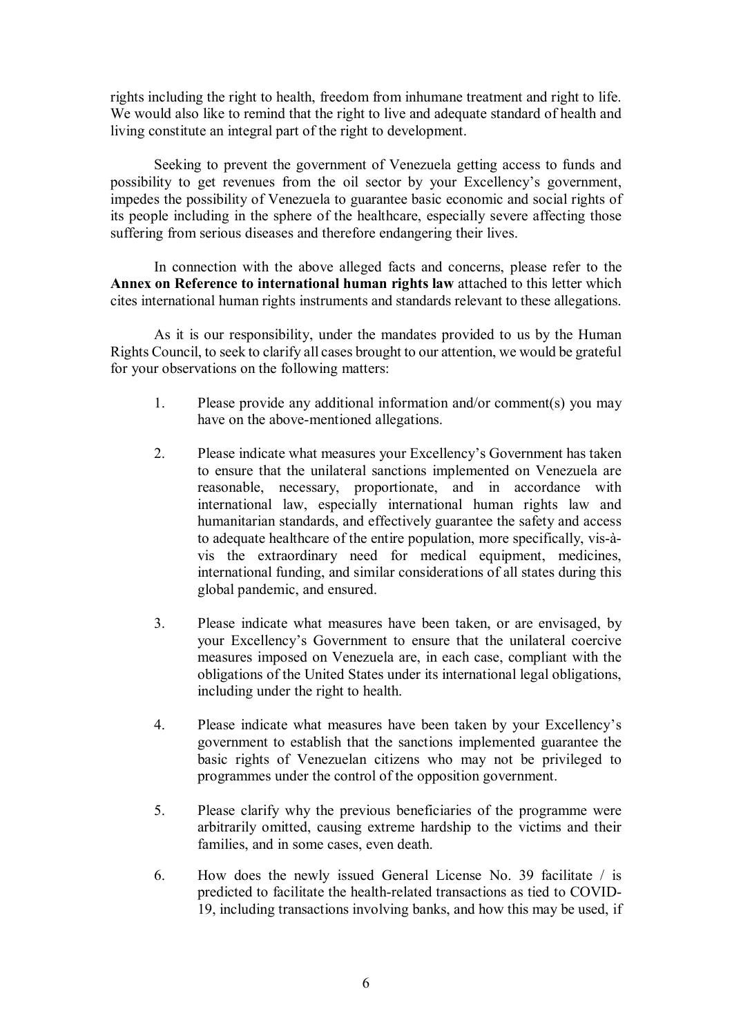rights including the right to health, freedom from inhumane treatment and right to life. We would also like to remind that the right to live and adequate standard of health and living constitute an integral part of the right to development.

Seeking to prevent the government of Venezuela getting access to funds and possibility to get revenues from the oil sector by your Excellency's government, impedes the possibility of Venezuela to guarantee basic economic and social rights of its people including in the sphere of the healthcare, especially severe affecting those suffering from serious diseases and therefore endangering their lives.

In connection with the above alleged facts and concerns, please refer to the **Annex on Reference to international human rights law** attached to this letter which cites international human rights instruments and standards relevant to these allegations.

As it is our responsibility, under the mandates provided to us by the Human Rights Council, to seek to clarify all cases brought to our attention, we would be grateful for your observations on the following matters:

1. Please provide any additional information and/or comment(s) you may have on the above-mentioned allegations.

2. Please indicate what measures your Excellency's Government has taken to ensure that the unilateral sanctions implemented on Venezuela are reasonable, necessary, proportionate, and in accordance with international law, especially international human rights law and humanitarian standards, and effectively guarantee the safety and access to adequate healthcare of the entire population, more specifically, vis-à-vis the extraordinary need for medical equipment, medicines, international funding, and similar considerations of all states during this global pandemic, and ensured.

3. Please indicate what measures have been taken, or are envisaged, by your Excellency's Government to ensure that the unilateral coercive measures imposed on Venezuela are, in each case, compliant with the obligations of the United States under its international legal obligations, including under the right to health.

4. Please indicate what measures have been taken by your Excellency's government to establish that the sanctions implemented guarantee the basic rights of Venezuelan citizens who may not be privileged to programmes under the control of the opposition government.

5. Please clarify why the previous beneficiaries of the programme were arbitrarily omitted, causing extreme hardship to the victims and their families, and in some cases, even death.

6. How does the newly issued General License No. 39 facilitate / is predicted to facilitate the health-related transactions as tied to COVID-19, including transactions involving banks, and how this may be used, if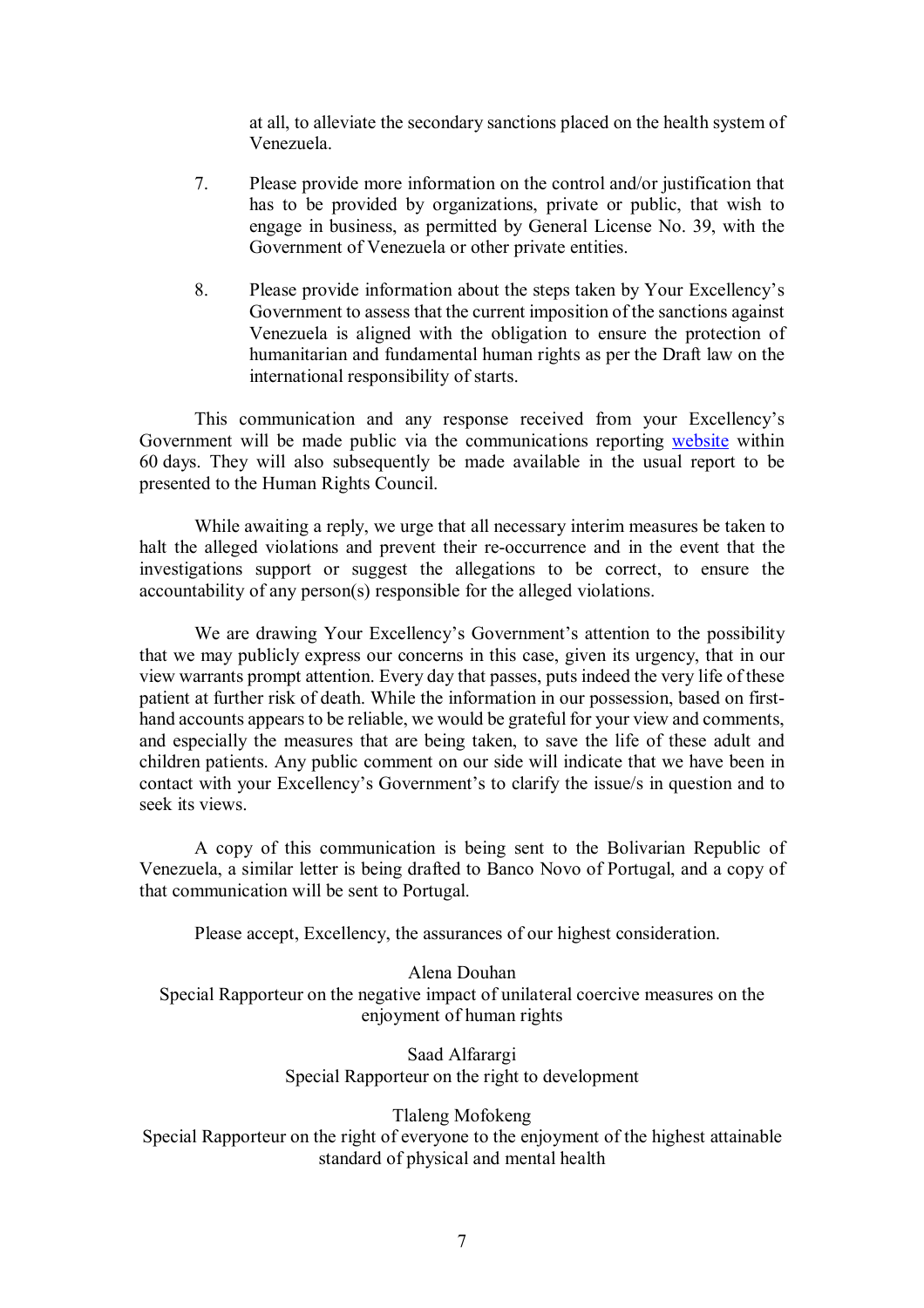at all, to alleviate the secondary sanctions placed on the health system of Venezuela.

7. Please provide more information on the control and/or justification that has to be provided by organizations, private or public, that wish to engage in business, as permitted by General License No. 39, with the Government of Venezuela or other private entities.

8. Please provide information about the steps taken by Your Excellency's Government to assess that the current imposition of the sanctions against Venezuela is aligned with the obligation to ensure the protection of humanitarian and fundamental human rights as per the Draft law on the international responsibility of starts.

This communication and any response received from your Excellency's Government will be made public via the communications reporting website within 60 days. They will also subsequently be made available in the usual report to be presented to the Human Rights Council.

While awaiting a reply, we urge that all necessary interim measures be taken to halt the alleged violations and prevent their re-occurrence and in the event that the investigations support or suggest the allegations to be correct, to ensure the accountability of any person(s) responsible for the alleged violations.

We are drawing Your Excellency's Government's attention to the possibility that we may publicly express our concerns in this case, given its urgency, that in our view warrants prompt attention. Every day that passes, puts indeed the very life of these patient at further risk of death. While the information in our possession, based on first-hand accounts appears to be reliable, we would be grateful for your view and comments, and especially the measures that are being taken, to save the life of these adult and children patients. Any public comment on our side will indicate that we have been in contact with your Excellency's Government's to clarify the issue/s in question and to seek its views.

A copy of this communication is being sent to the Bolivarian Republic of Venezuela, a similar letter is being drafted to Banco Novo of Portugal, and a copy of that communication will be sent to Portugal.

Please accept, Excellency, the assurances of our highest consideration.

Alena Douhan
Special Rapporteur on the negative impact of unilateral coercive measures on the enjoyment of human rights

Saad Alfarargi
Special Rapporteur on the right to development

Tlaleng Mofokeng
Special Rapporteur on the right of everyone to the enjoyment of the highest attainable standard of physical and mental health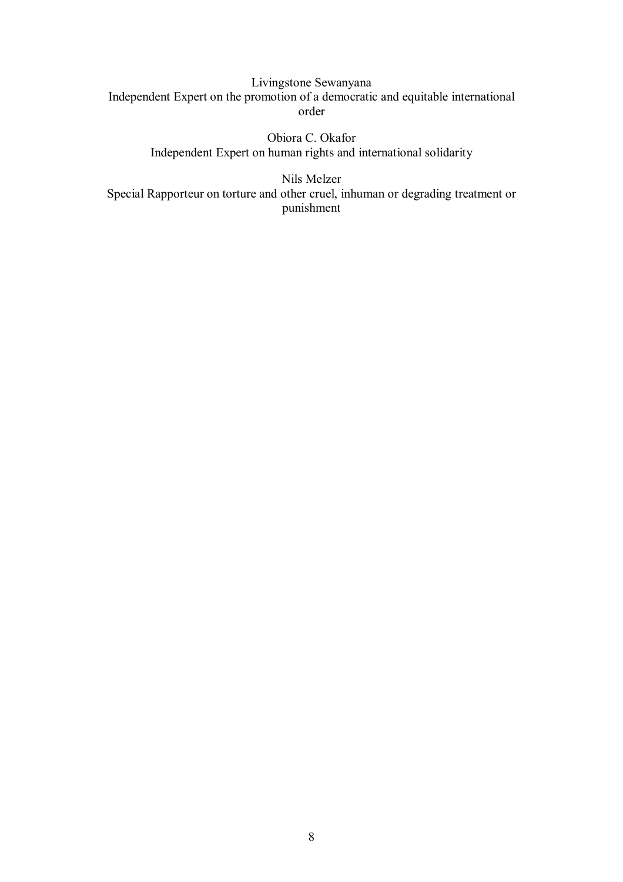Livingstone Sewanyana
Independent Expert on the promotion of a democratic and equitable international order

Obiora C. Okafor
Independent Expert on human rights and international solidarity

Nils Melzer
Special Rapporteur on torture and other cruel, inhuman or degrading treatment or punishment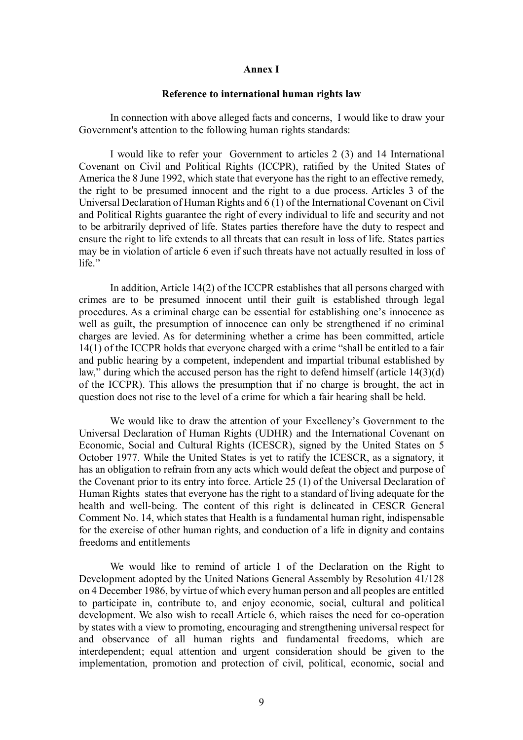**Annex I**

**Reference to international human rights law**

In connection with above alleged facts and concerns, I would like to draw your Government's attention to the following human rights standards:

I would like to refer your Government to articles 2 (3) and 14 International Covenant on Civil and Political Rights (ICCPR), ratified by the United States of America the 8 June 1992, which state that everyone has the right to an effective remedy, the right to be presumed innocent and the right to a due process. Articles 3 of the Universal Declaration of Human Rights and 6 (1) of the International Covenant on Civil and Political Rights guarantee the right of every individual to life and security and not to be arbitrarily deprived of life. States parties therefore have the duty to respect and ensure the right to life extends to all threats that can result in loss of life. States parties may be in violation of article 6 even if such threats have not actually resulted in loss of life."

In addition, Article 14(2) of the ICCPR establishes that all persons charged with crimes are to be presumed innocent until their guilt is established through legal procedures. As a criminal charge can be essential for establishing one's innocence as well as guilt, the presumption of innocence can only be strengthened if no criminal charges are levied. As for determining whether a crime has been committed, article 14(1) of the ICCPR holds that everyone charged with a crime "shall be entitled to a fair and public hearing by a competent, independent and impartial tribunal established by law," during which the accused person has the right to defend himself (article 14(3)(d) of the ICCPR). This allows the presumption that if no charge is brought, the act in question does not rise to the level of a crime for which a fair hearing shall be held.

We would like to draw the attention of your Excellency's Government to the Universal Declaration of Human Rights (UDHR) and the International Covenant on Economic, Social and Cultural Rights (ICESCR), signed by the United States on 5 October 1977. While the United States is yet to ratify the ICESCR, as a signatory, it has an obligation to refrain from any acts which would defeat the object and purpose of the Covenant prior to its entry into force. Article 25 (1) of the Universal Declaration of Human Rights states that everyone has the right to a standard of living adequate for the health and well-being. The content of this right is delineated in CESCR General Comment No. 14, which states that Health is a fundamental human right, indispensable for the exercise of other human rights, and conduction of a life in dignity and contains freedoms and entitlements

We would like to remind of article 1 of the Declaration on the Right to Development adopted by the United Nations General Assembly by Resolution 41/128 on 4 December 1986, by virtue of which every human person and all peoples are entitled to participate in, contribute to, and enjoy economic, social, cultural and political development. We also wish to recall Article 6, which raises the need for co-operation by states with a view to promoting, encouraging and strengthening universal respect for and observance of all human rights and fundamental freedoms, which are interdependent; equal attention and urgent consideration should be given to the implementation, promotion and protection of civil, political, economic, social and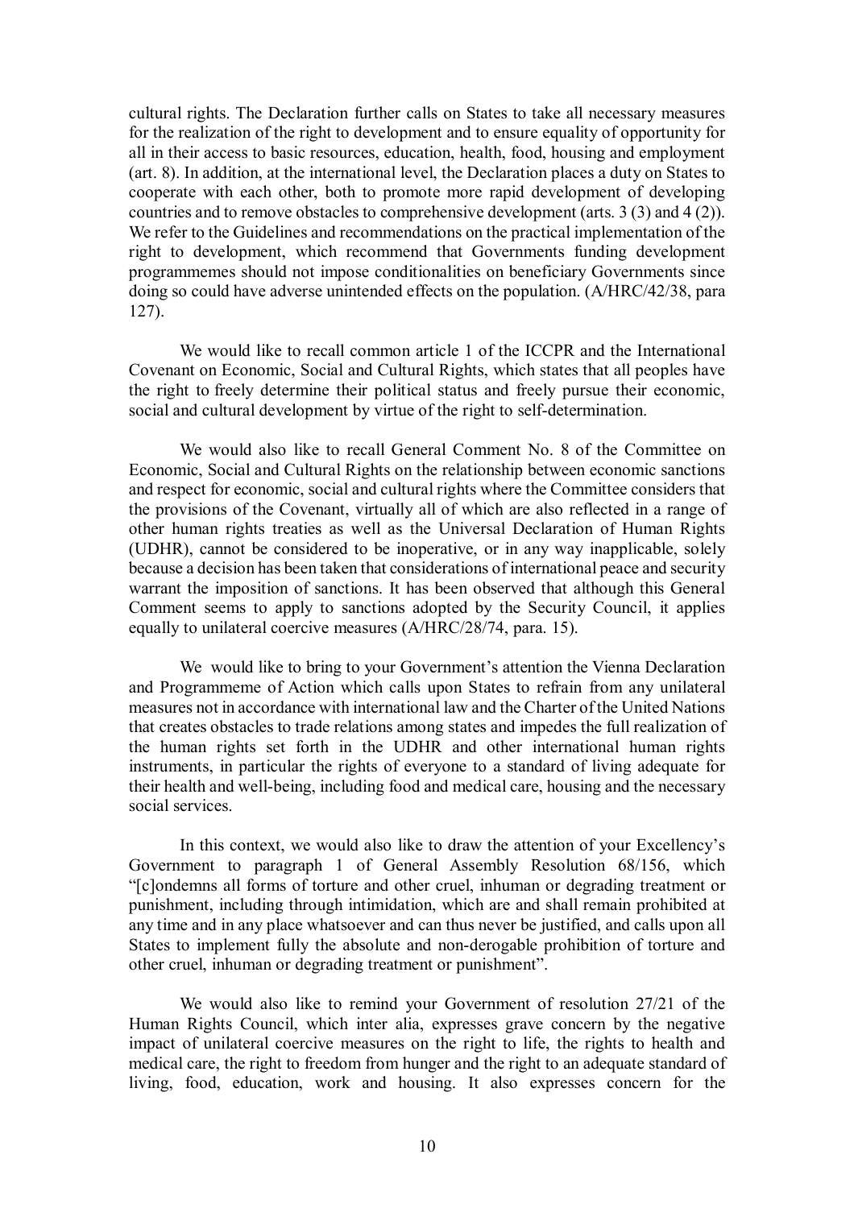cultural rights. The Declaration further calls on States to take all necessary measures for the realization of the right to development and to ensure equality of opportunity for all in their access to basic resources, education, health, food, housing and employment (art. 8). In addition, at the international level, the Declaration places a duty on States to cooperate with each other, both to promote more rapid development of developing countries and to remove obstacles to comprehensive development (arts. 3 (3) and 4 (2)). We refer to the Guidelines and recommendations on the practical implementation of the right to development, which recommend that Governments funding development programmemes should not impose conditionalities on beneficiary Governments since doing so could have adverse unintended effects on the population. (A/HRC/42/38, para 127).

We would like to recall common article 1 of the ICCPR and the International Covenant on Economic, Social and Cultural Rights, which states that all peoples have the right to freely determine their political status and freely pursue their economic, social and cultural development by virtue of the right to self-determination.

We would also like to recall General Comment No. 8 of the Committee on Economic, Social and Cultural Rights on the relationship between economic sanctions and respect for economic, social and cultural rights where the Committee considers that the provisions of the Covenant, virtually all of which are also reflected in a range of other human rights treaties as well as the Universal Declaration of Human Rights (UDHR), cannot be considered to be inoperative, or in any way inapplicable, solely because a decision has been taken that considerations of international peace and security warrant the imposition of sanctions. It has been observed that although this General Comment seems to apply to sanctions adopted by the Security Council, it applies equally to unilateral coercive measures (A/HRC/28/74, para. 15).

We would like to bring to your Government's attention the Vienna Declaration and Programmeme of Action which calls upon States to refrain from any unilateral measures not in accordance with international law and the Charter of the United Nations that creates obstacles to trade relations among states and impedes the full realization of the human rights set forth in the UDHR and other international human rights instruments, in particular the rights of everyone to a standard of living adequate for their health and well-being, including food and medical care, housing and the necessary social services.

In this context, we would also like to draw the attention of your Excellency's Government to paragraph 1 of General Assembly Resolution 68/156, which "[c]ondemns all forms of torture and other cruel, inhuman or degrading treatment or punishment, including through intimidation, which are and shall remain prohibited at any time and in any place whatsoever and can thus never be justified, and calls upon all States to implement fully the absolute and non-derogable prohibition of torture and other cruel, inhuman or degrading treatment or punishment".

We would also like to remind your Government of resolution 27/21 of the Human Rights Council, which inter alia, expresses grave concern by the negative impact of unilateral coercive measures on the right to life, the rights to health and medical care, the right to freedom from hunger and the right to an adequate standard of living, food, education, work and housing. It also expresses concern for the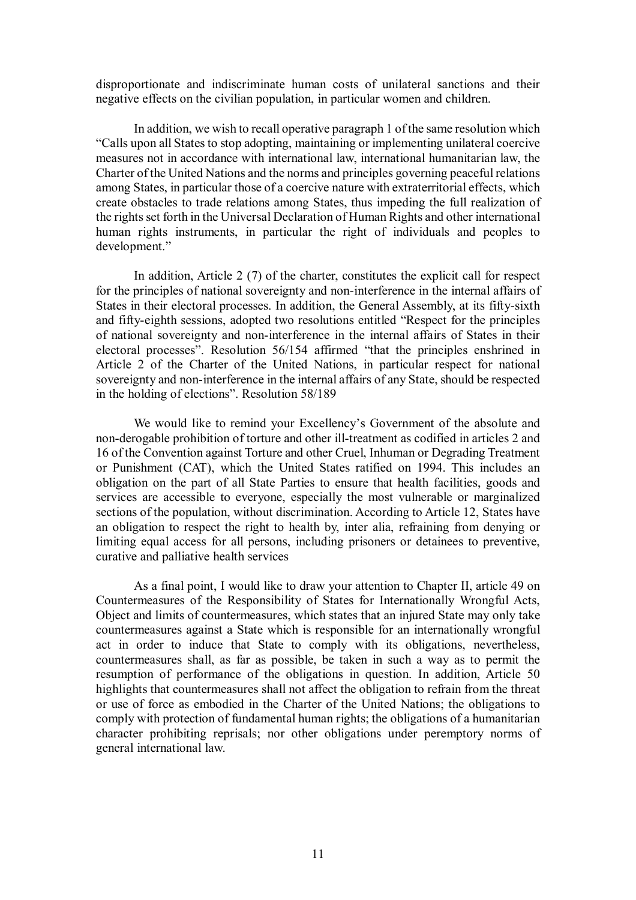disproportionate and indiscriminate human costs of unilateral sanctions and their negative effects on the civilian population, in particular women and children.

In addition, we wish to recall operative paragraph 1 of the same resolution which "Calls upon all States to stop adopting, maintaining or implementing unilateral coercive measures not in accordance with international law, international humanitarian law, the Charter of the United Nations and the norms and principles governing peaceful relations among States, in particular those of a coercive nature with extraterritorial effects, which create obstacles to trade relations among States, thus impeding the full realization of the rights set forth in the Universal Declaration of Human Rights and other international human rights instruments, in particular the right of individuals and peoples to development."

In addition, Article 2 (7) of the charter, constitutes the explicit call for respect for the principles of national sovereignty and non-interference in the internal affairs of States in their electoral processes. In addition, the General Assembly, at its fifty-sixth and fifty-eighth sessions, adopted two resolutions entitled "Respect for the principles of national sovereignty and non-interference in the internal affairs of States in their electoral processes". Resolution 56/154 affirmed "that the principles enshrined in Article 2 of the Charter of the United Nations, in particular respect for national sovereignty and non-interference in the internal affairs of any State, should be respected in the holding of elections". Resolution 58/189

We would like to remind your Excellency's Government of the absolute and non-derogable prohibition of torture and other ill-treatment as codified in articles 2 and 16 of the Convention against Torture and other Cruel, Inhuman or Degrading Treatment or Punishment (CAT), which the United States ratified on 1994. This includes an obligation on the part of all State Parties to ensure that health facilities, goods and services are accessible to everyone, especially the most vulnerable or marginalized sections of the population, without discrimination. According to Article 12, States have an obligation to respect the right to health by, inter alia, refraining from denying or limiting equal access for all persons, including prisoners or detainees to preventive, curative and palliative health services

As a final point, I would like to draw your attention to Chapter II, article 49 on Countermeasures of the Responsibility of States for Internationally Wrongful Acts, Object and limits of countermeasures, which states that an injured State may only take countermeasures against a State which is responsible for an internationally wrongful act in order to induce that State to comply with its obligations, nevertheless, countermeasures shall, as far as possible, be taken in such a way as to permit the resumption of performance of the obligations in question. In addition, Article 50 highlights that countermeasures shall not affect the obligation to refrain from the threat or use of force as embodied in the Charter of the United Nations; the obligations to comply with protection of fundamental human rights; the obligations of a humanitarian character prohibiting reprisals; nor other obligations under peremptory norms of general international law.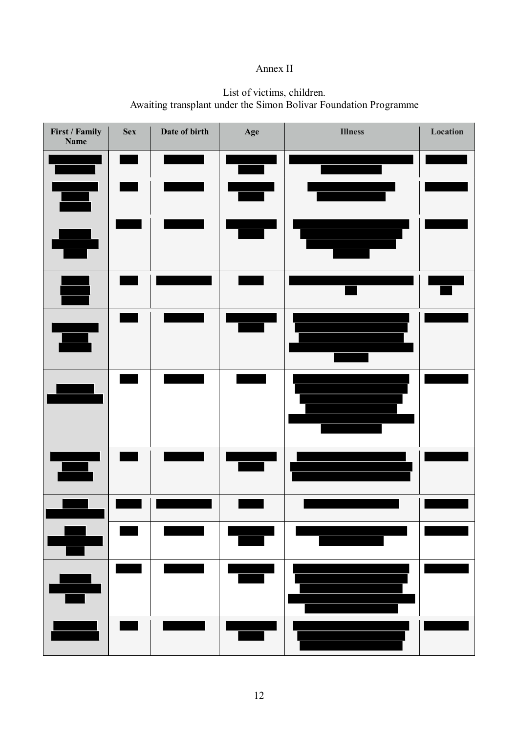Annex II

List of victims, children.
Awaiting transplant under the Simon Bolivar Foundation Programme

| First / Family Name | Sex | Date of birth | Age | Illness | Location |
|---|---|---|---|---|---|
| | | | | | |
| | | | | | |
| | | | | | |
| | | | | | |
| | | | | | |
| | | | | | |
| | | | | | |
| | | | | | |
| | | | | | |
| | | | | | |
| | | | | | |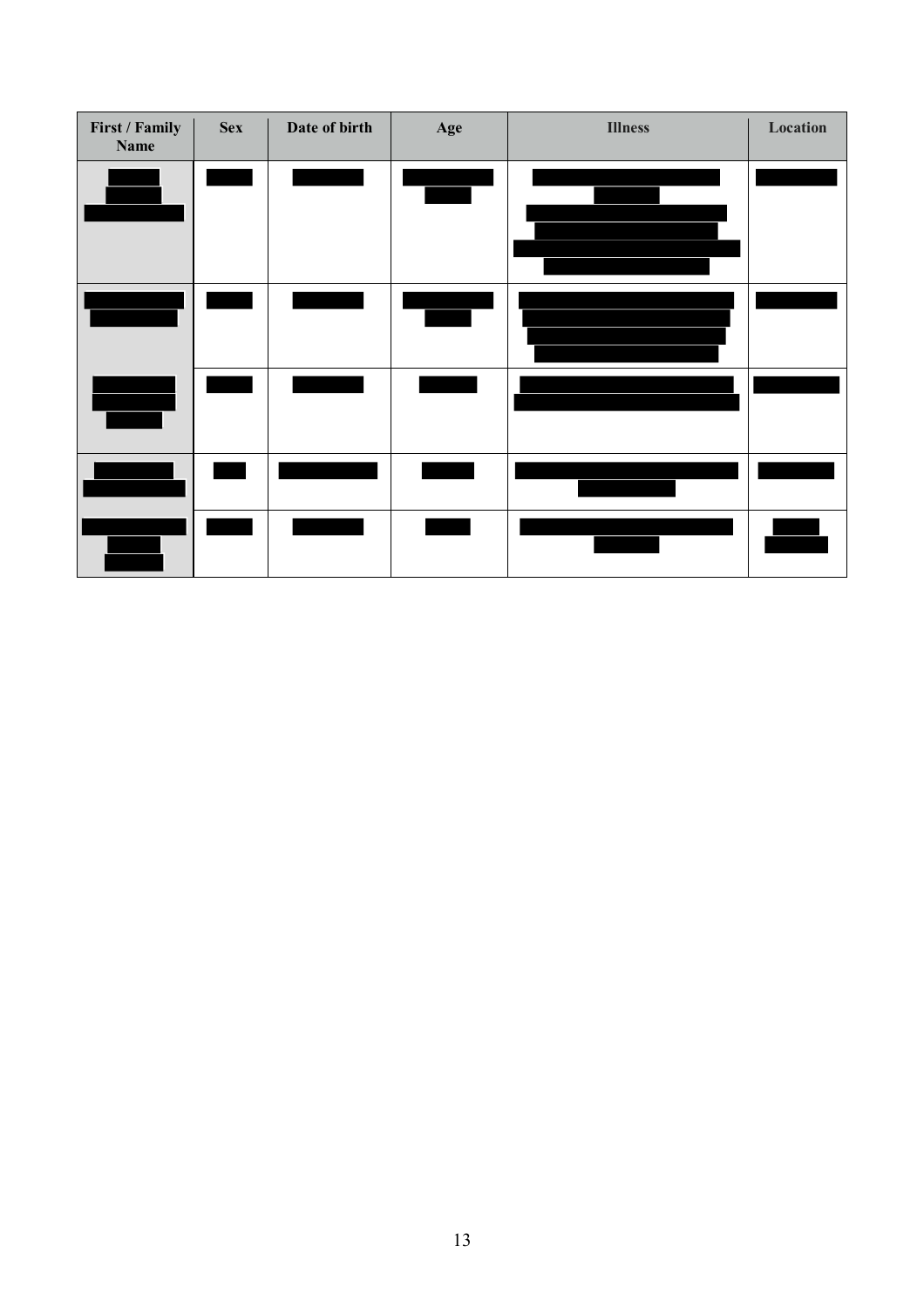| First / Family Name | Sex | Date of birth | Age | Illness | Location |
|---|---|---|---|---|---|
| | | | | | |
| | | | | | |
| | | | | | |
| | | | | | |
| | | | | | |